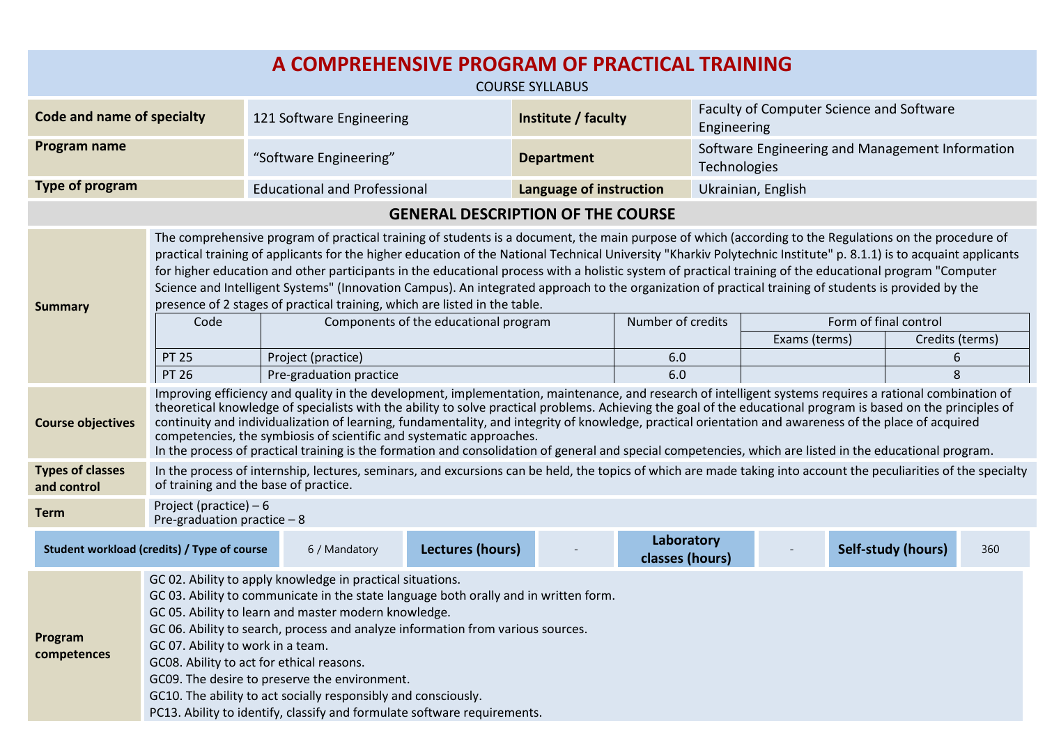# A COMPREHENSIVE PROGRAM OF PRACTICAL TRAINING

COURSE SYLLABUS

| **Code and name of specialty** | 121 Software Engineering | **Institute / faculty** | Faculty of Computer Science and Software Engineering |
|---|---|---|---|
| **Program name** | "Software Engineering" | **Department** | Software Engineering and Management Information Technologies |
| **Type of program** | Educational and Professional | **Language of instruction** | Ukrainian, English |

## GENERAL DESCRIPTION OF THE COURSE

**Summary**

The comprehensive program of practical training of students is a document, the main purpose of which (according to the Regulations on the procedure of practical training of applicants for the higher education of the National Technical University "Kharkiv Polytechnic Institute" p. 8.1.1) is to acquaint applicants for higher education and other participants in the educational process with a holistic system of practical training of the educational program "Computer Science and Intelligent Systems" (Innovation Campus). An integrated approach to the organization of practical training of students is provided by the presence of 2 stages of practical training, which are listed in the table.

| Code | Components of the educational program | Number of credits | Form of final control | |
|---|---|---|---|---|
| | | | Exams (terms) | Credits (terms) |
| PT 25 | Project (practice) | 6.0 | | 6 |
| PT 26 | Pre-graduation practice | 6.0 | | 8 |

**Course objectives**

Improving efficiency and quality in the development, implementation, maintenance, and research of intelligent systems requires a rational combination of theoretical knowledge of specialists with the ability to solve practical problems. Achieving the goal of the educational program is based on the principles of continuity and individualization of learning, fundamentality, and integrity of knowledge, practical orientation and awareness of the place of acquired competencies, the symbiosis of scientific and systematic approaches.
In the process of practical training is the formation and consolidation of general and special competencies, which are listed in the educational program.

**Types of classes and control**

In the process of internship, lectures, seminars, and excursions can be held, the topics of which are made taking into account the peculiarities of the specialty of training and the base of practice.

**Term**

Project (practice) – 6
Pre-graduation practice – 8

| **Student workload (credits) / Type of course** | 6 / Mandatory | **Lectures (hours)** | - | **Laboratory classes (hours)** | - | **Self-study (hours)** | 360 |
|---|---|---|---|---|---|---|---|

**Program competences**

GC 02. Ability to apply knowledge in practical situations.
GC 03. Ability to communicate in the state language both orally and in written form.
GC 05. Ability to learn and master modern knowledge.
GC 06. Ability to search, process and analyze information from various sources.
GC 07. Ability to work in a team.
GC08. Ability to act for ethical reasons.
GC09. The desire to preserve the environment.
GC10. The ability to act socially responsibly and consciously.
PC13. Ability to identify, classify and formulate software requirements.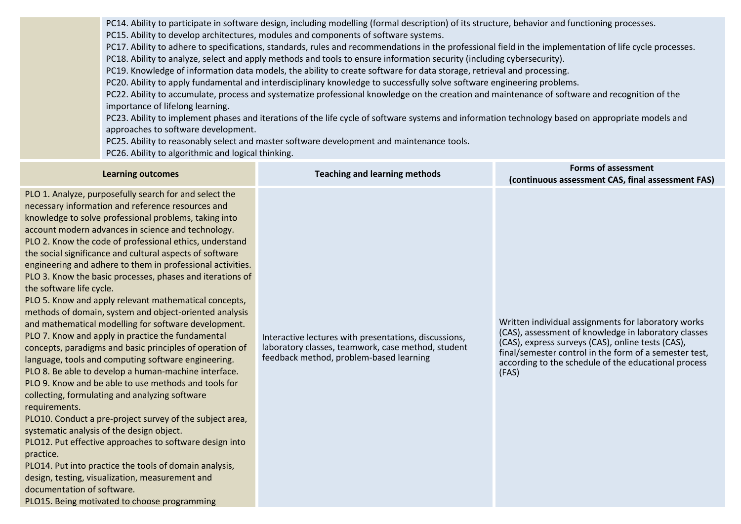| | PC14. Ability to participate in software design, including modelling (formal description) of its structure, behavior and functioning processes.<br>PC15. Ability to develop architectures, modules and components of software systems.<br>PC17. Ability to adhere to specifications, standards, rules and recommendations in the professional field in the implementation of life cycle processes.<br>PC18. Ability to analyze, select and apply methods and tools to ensure information security (including cybersecurity).<br>PC19. Knowledge of information data models, the ability to create software for data storage, retrieval and processing.<br>PC20. Ability to apply fundamental and interdisciplinary knowledge to successfully solve software engineering problems.<br>PC22. Ability to accumulate, process and systematize professional knowledge on the creation and maintenance of software and recognition of the importance of lifelong learning.<br>PC23. Ability to implement phases and iterations of the life cycle of software systems and information technology based on appropriate models and approaches to software development.<br>PC25. Ability to reasonably select and master software development and maintenance tools.<br>PC26. Ability to algorithmic and logical thinking. |
|---|---|

| **Learning outcomes** | **Teaching and learning methods** | **Forms of assessment (continuous assessment CAS, final assessment FAS)** |
|---|---|---|
| PLO 1. Analyze, purposefully search for and select the necessary information and reference resources and knowledge to solve professional problems, taking into account modern advances in science and technology.<br>PLO 2. Know the code of professional ethics, understand the social significance and cultural aspects of software engineering and adhere to them in professional activities.<br>PLO 3. Know the basic processes, phases and iterations of the software life cycle.<br>PLO 5. Know and apply relevant mathematical concepts, methods of domain, system and object-oriented analysis and mathematical modelling for software development.<br>PLO 7. Know and apply in practice the fundamental concepts, paradigms and basic principles of operation of language, tools and computing software engineering.<br>PLO 8. Be able to develop a human-machine interface.<br>PLO 9. Know and be able to use methods and tools for collecting, formulating and analyzing software requirements.<br>PLO10. Conduct a pre-project survey of the subject area, systematic analysis of the design object.<br>PLO12. Put effective approaches to software design into practice.<br>PLO14. Put into practice the tools of domain analysis, design, testing, visualization, measurement and documentation of software.<br>PLO15. Being motivated to choose programming | Interactive lectures with presentations, discussions, laboratory classes, teamwork, case method, student feedback method, problem-based learning | Written individual assignments for laboratory works (CAS), assessment of knowledge in laboratory classes (CAS), express surveys (CAS), online tests (CAS), final/semester control in the form of a semester test, according to the schedule of the educational process (FAS) |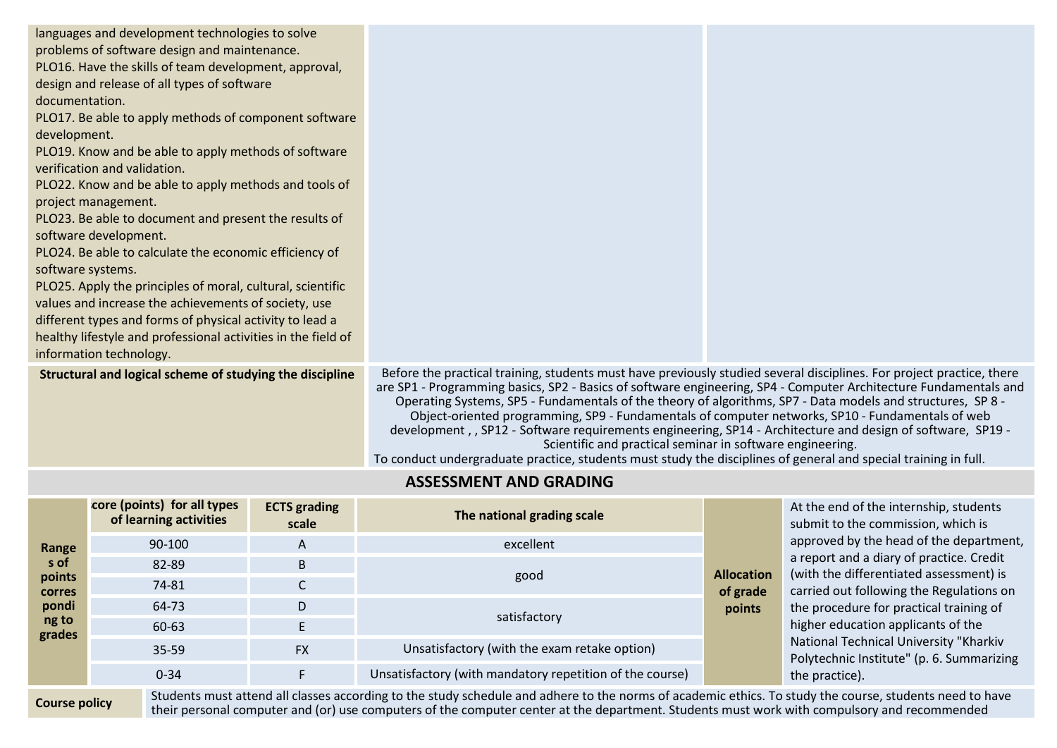| | | |
|---|---|---|
| languages and development technologies to solve problems of software design and maintenance.<br>PLO16. Have the skills of team development, approval, design and release of all types of software documentation.<br>PLO17. Be able to apply methods of component software development.<br>PLO19. Know and be able to apply methods of software verification and validation.<br>PLO22. Know and be able to apply methods and tools of project management.<br>PLO23. Be able to document and present the results of software development.<br>PLO24. Be able to calculate the economic efficiency of software systems.<br>PLO25. Apply the principles of moral, cultural, scientific values and increase the achievements of society, use different types and forms of physical activity to lead a healthy lifestyle and professional activities in the field of information technology. | | |
| **Structural and logical scheme of studying the discipline** | Before the practical training, students must have previously studied several disciplines. For project practice, there are SP1 - Programming basics, SP2 - Basics of software engineering, SP4 - Computer Architecture Fundamentals and Operating Systems, SP5 - Fundamentals of the theory of algorithms, SP7 - Data models and structures, SP 8 - Object-oriented programming, SP9 - Fundamentals of computer networks, SP10 - Fundamentals of web development , , SP12 - Software requirements engineering, SP14 - Architecture and design of software, SP19 - Scientific and practical seminar in software engineering.<br>To conduct undergraduate practice, students must study the disciplines of general and special training in full. | |

## ASSESSMENT AND GRADING

| Ranges of points corresponding to grades | Score (points) for all types of learning activities | ECTS grading scale | The national grading scale | Allocation of grade points | |
|---|---|---|---|---|---|
| | 90-100 | A | excellent | | At the end of the internship, students submit to the commission, which is approved by the head of the department, a report and a diary of practice. Credit (with the differentiated assessment) is carried out following the Regulations on the procedure for practical training of higher education applicants of the National Technical University "Kharkiv Polytechnic Institute" (p. 6. Summarizing the practice). |
| | 82-89 | B | good | | |
| | 74-81 | C | | | |
| | 64-73 | D | satisfactory | | |
| | 60-63 | E | | | |
| | 35-59 | FX | Unsatisfactory (with the exam retake option) | | |
| | 0-34 | F | Unsatisfactory (with mandatory repetition of the course) | | |

| | |
|---|---|
| **Course policy** | Students must attend all classes according to the study schedule and adhere to the norms of academic ethics. To study the course, students need to have their personal computer and (or) use computers of the computer center at the department. Students must work with compulsory and recommended |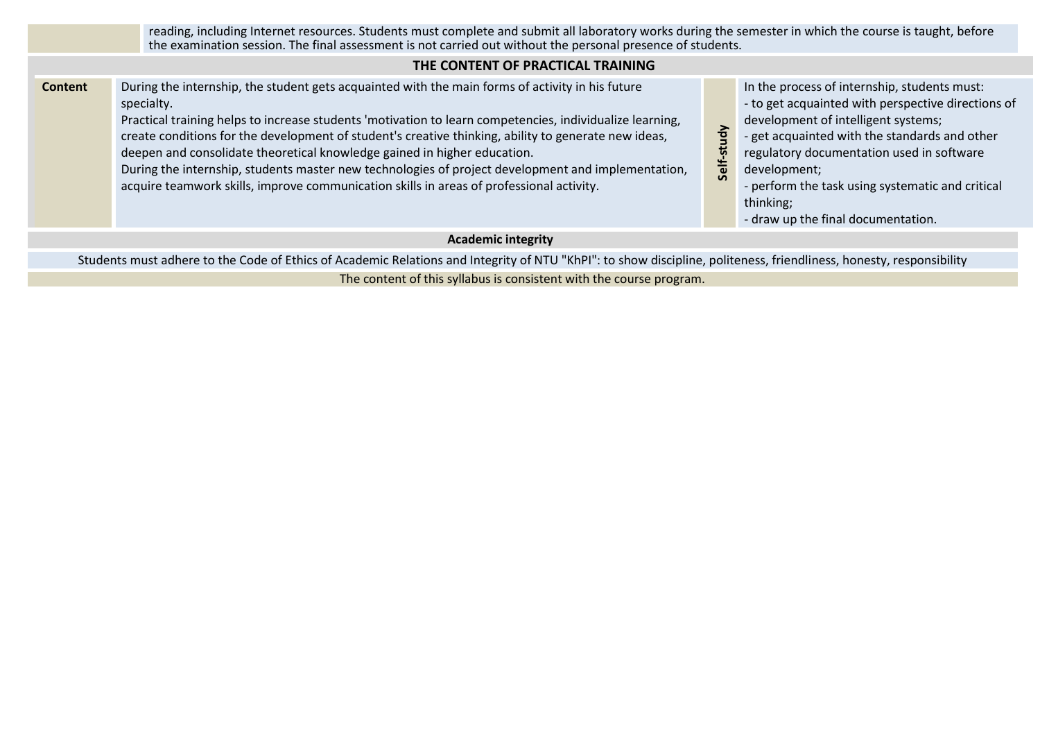| | |
|---|---|
| | reading, including Internet resources. Students must complete and submit all laboratory works during the semester in which the course is taught, before the examination session. The final assessment is not carried out without the personal presence of students. |

## THE CONTENT OF PRACTICAL TRAINING

| | | | |
|---|---|---|---|
| **Content** | During the internship, the student gets acquainted with the main forms of activity in his future specialty.<br>Practical training helps to increase students 'motivation to learn competencies, individualize learning, create conditions for the development of student's creative thinking, ability to generate new ideas, deepen and consolidate theoretical knowledge gained in higher education.<br>During the internship, students master new technologies of project development and implementation, acquire teamwork skills, improve communication skills in areas of professional activity. | **Self-study** | In the process of internship, students must:<br>- to get acquainted with perspective directions of development of intelligent systems;<br>- get acquainted with the standards and other regulatory documentation used in software development;<br>- perform the task using systematic and critical thinking;<br>- draw up the final documentation. |

**Academic integrity**

Students must adhere to the Code of Ethics of Academic Relations and Integrity of NTU "KhPI": to show discipline, politeness, friendliness, honesty, responsibility

The content of this syllabus is consistent with the course program.